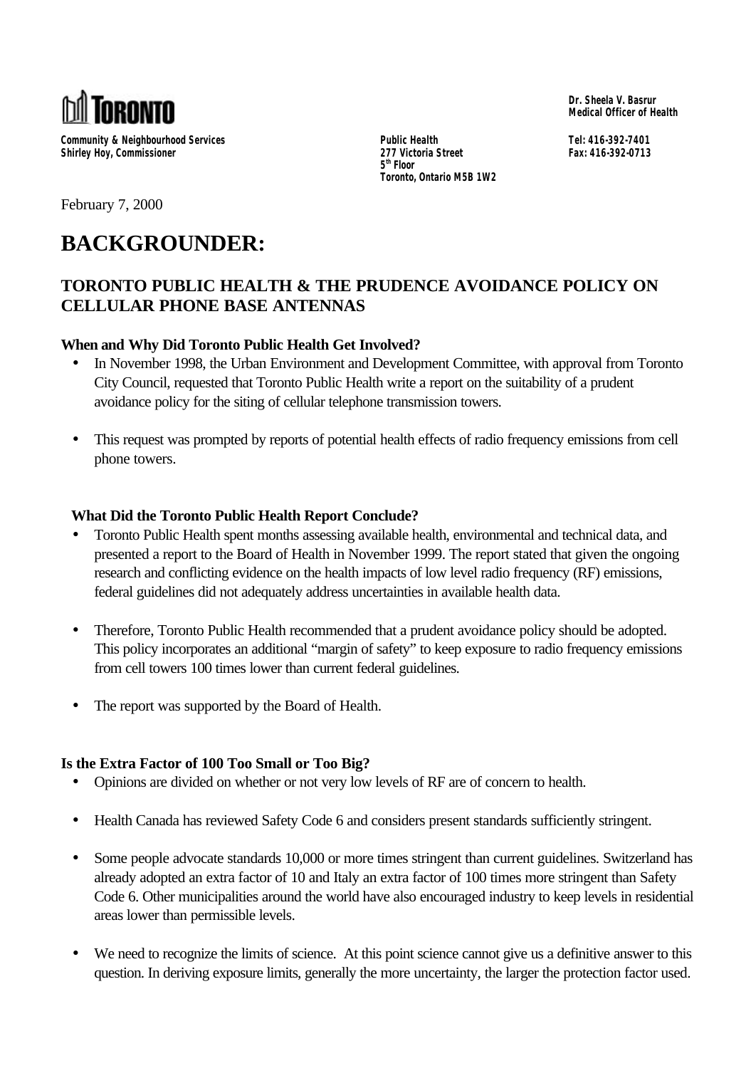**TORONTO**

**Community & Neighbourhood Services**
**Shirley Hoy, Commissioner**

**Public Health**
**277 Victoria Street**
**5th Floor**
**Toronto, Ontario M5B 1W2**

**Dr. Sheela V. Basrur**
**Medical Officer of Health**

**Tel: 416-392-7401**
**Fax: 416-392-0713**

February 7, 2000

# BACKGROUNDER:

## TORONTO PUBLIC HEALTH & THE PRUDENCE AVOIDANCE POLICY ON CELLULAR PHONE BASE ANTENNAS

### When and Why Did Toronto Public Health Get Involved?

- In November 1998, the Urban Environment and Development Committee, with approval from Toronto City Council, requested that Toronto Public Health write a report on the suitability of a prudent avoidance policy for the siting of cellular telephone transmission towers.
- This request was prompted by reports of potential health effects of radio frequency emissions from cell phone towers.

### What Did the Toronto Public Health Report Conclude?

- Toronto Public Health spent months assessing available health, environmental and technical data, and presented a report to the Board of Health in November 1999. The report stated that given the ongoing research and conflicting evidence on the health impacts of low level radio frequency (RF) emissions, federal guidelines did not adequately address uncertainties in available health data.
- Therefore, Toronto Public Health recommended that a prudent avoidance policy should be adopted. This policy incorporates an additional "margin of safety" to keep exposure to radio frequency emissions from cell towers 100 times lower than current federal guidelines.
- The report was supported by the Board of Health.

### Is the Extra Factor of 100 Too Small or Too Big?

- Opinions are divided on whether or not very low levels of RF are of concern to health.
- Health Canada has reviewed Safety Code 6 and considers present standards sufficiently stringent.
- Some people advocate standards 10,000 or more times stringent than current guidelines. Switzerland has already adopted an extra factor of 10 and Italy an extra factor of 100 times more stringent than Safety Code 6. Other municipalities around the world have also encouraged industry to keep levels in residential areas lower than permissible levels.
- We need to recognize the limits of science. At this point science cannot give us a definitive answer to this question. In deriving exposure limits, generally the more uncertainty, the larger the protection factor used.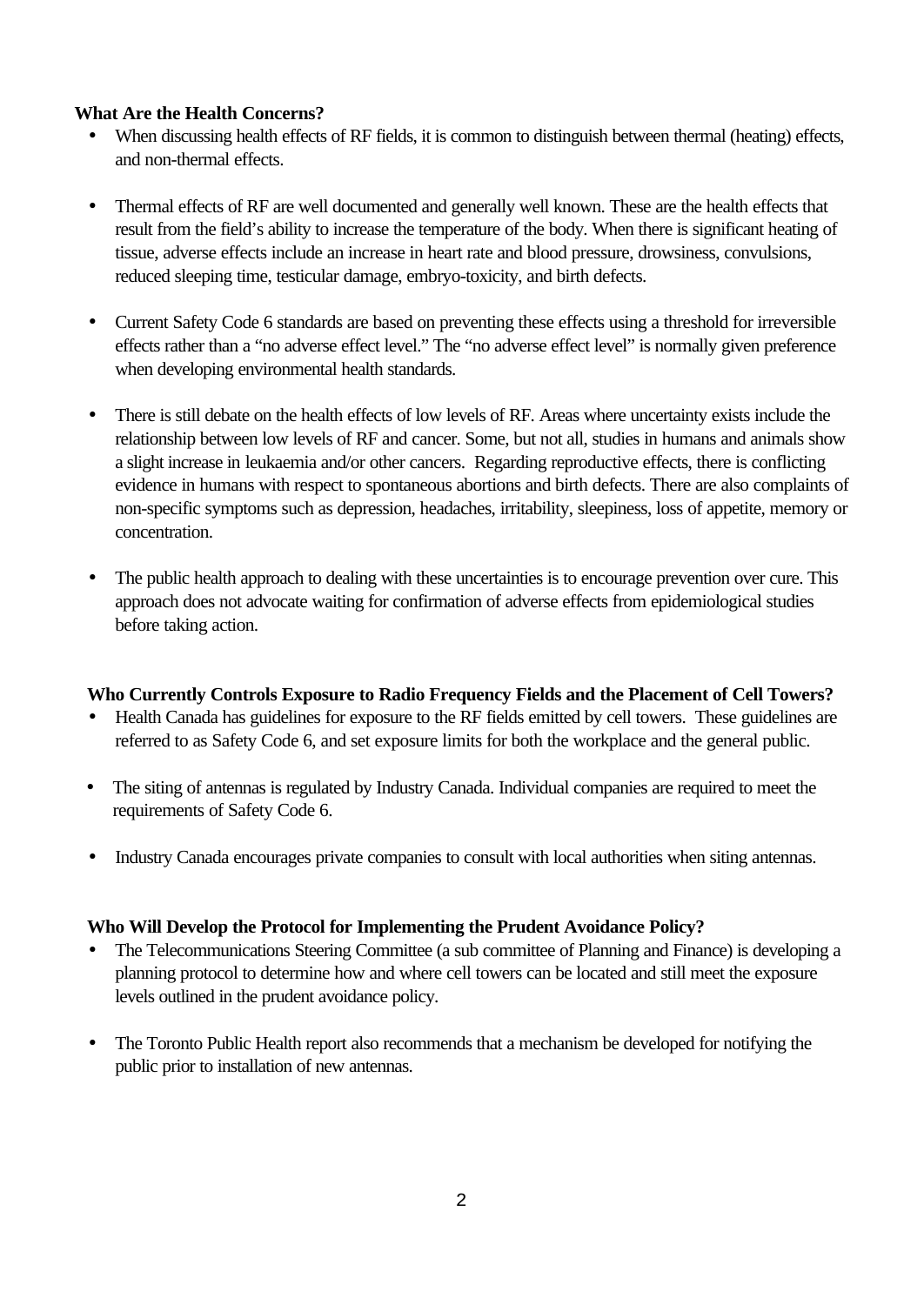**What Are the Health Concerns?**

- When discussing health effects of RF fields, it is common to distinguish between thermal (heating) effects, and non-thermal effects.

- Thermal effects of RF are well documented and generally well known. These are the health effects that result from the field's ability to increase the temperature of the body. When there is significant heating of tissue, adverse effects include an increase in heart rate and blood pressure, drowsiness, convulsions, reduced sleeping time, testicular damage, embryo-toxicity, and birth defects.

- Current Safety Code 6 standards are based on preventing these effects using a threshold for irreversible effects rather than a "no adverse effect level." The "no adverse effect level" is normally given preference when developing environmental health standards.

- There is still debate on the health effects of low levels of RF. Areas where uncertainty exists include the relationship between low levels of RF and cancer. Some, but not all, studies in humans and animals show a slight increase in leukaemia and/or other cancers. Regarding reproductive effects, there is conflicting evidence in humans with respect to spontaneous abortions and birth defects. There are also complaints of non-specific symptoms such as depression, headaches, irritability, sleepiness, loss of appetite, memory or concentration.

- The public health approach to dealing with these uncertainties is to encourage prevention over cure. This approach does not advocate waiting for confirmation of adverse effects from epidemiological studies before taking action.

**Who Currently Controls Exposure to Radio Frequency Fields and the Placement of Cell Towers?**

- Health Canada has guidelines for exposure to the RF fields emitted by cell towers. These guidelines are referred to as Safety Code 6, and set exposure limits for both the workplace and the general public.

- The siting of antennas is regulated by Industry Canada. Individual companies are required to meet the requirements of Safety Code 6.

- Industry Canada encourages private companies to consult with local authorities when siting antennas.

**Who Will Develop the Protocol for Implementing the Prudent Avoidance Policy?**

- The Telecommunications Steering Committee (a sub committee of Planning and Finance) is developing a planning protocol to determine how and where cell towers can be located and still meet the exposure levels outlined in the prudent avoidance policy.

- The Toronto Public Health report also recommends that a mechanism be developed for notifying the public prior to installation of new antennas.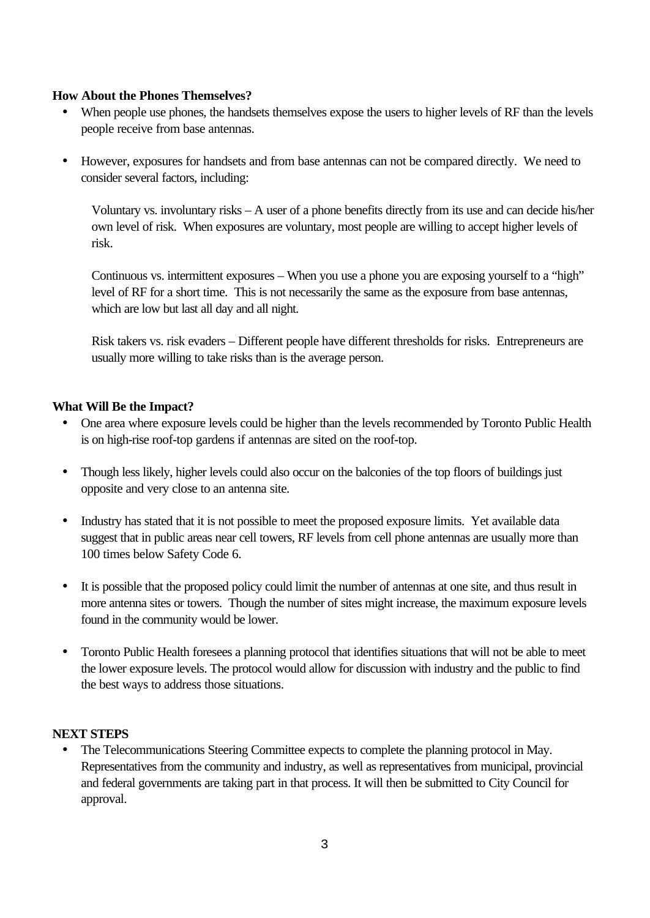**How About the Phones Themselves?**

- When people use phones, the handsets themselves expose the users to higher levels of RF than the levels people receive from base antennas.

- However, exposures for handsets and from base antennas can not be compared directly. We need to consider several factors, including:

  Voluntary vs. involuntary risks – A user of a phone benefits directly from its use and can decide his/her own level of risk. When exposures are voluntary, most people are willing to accept higher levels of risk.

  Continuous vs. intermittent exposures – When you use a phone you are exposing yourself to a "high" level of RF for a short time. This is not necessarily the same as the exposure from base antennas, which are low but last all day and all night.

  Risk takers vs. risk evaders – Different people have different thresholds for risks. Entrepreneurs are usually more willing to take risks than is the average person.

**What Will Be the Impact?**

- One area where exposure levels could be higher than the levels recommended by Toronto Public Health is on high-rise roof-top gardens if antennas are sited on the roof-top.

- Though less likely, higher levels could also occur on the balconies of the top floors of buildings just opposite and very close to an antenna site.

- Industry has stated that it is not possible to meet the proposed exposure limits. Yet available data suggest that in public areas near cell towers, RF levels from cell phone antennas are usually more than 100 times below Safety Code 6.

- It is possible that the proposed policy could limit the number of antennas at one site, and thus result in more antenna sites or towers. Though the number of sites might increase, the maximum exposure levels found in the community would be lower.

- Toronto Public Health foresees a planning protocol that identifies situations that will not be able to meet the lower exposure levels. The protocol would allow for discussion with industry and the public to find the best ways to address those situations.

**NEXT STEPS**

- The Telecommunications Steering Committee expects to complete the planning protocol in May. Representatives from the community and industry, as well as representatives from municipal, provincial and federal governments are taking part in that process. It will then be submitted to City Council for approval.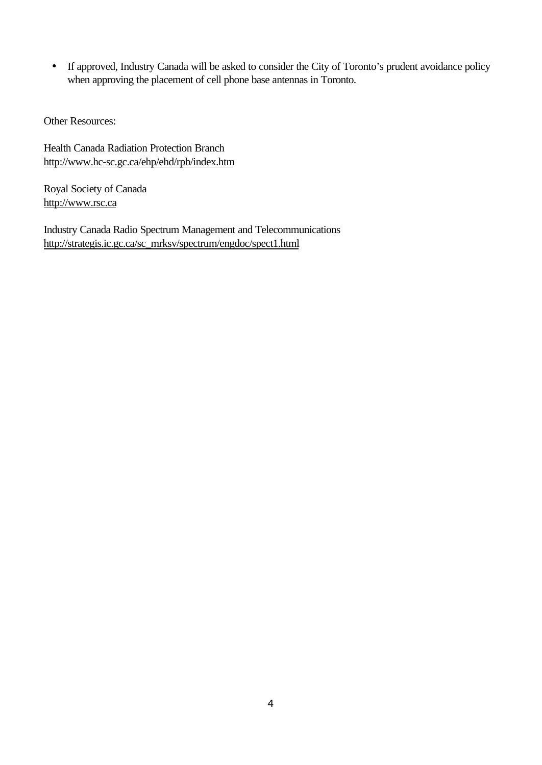- If approved, Industry Canada will be asked to consider the City of Toronto's prudent avoidance policy when approving the placement of cell phone base antennas in Toronto.

Other Resources:

Health Canada Radiation Protection Branch
http://www.hc-sc.gc.ca/ehp/ehd/rpb/index.htm

Royal Society of Canada
http://www.rsc.ca

Industry Canada Radio Spectrum Management and Telecommunications
http://strategis.ic.gc.ca/sc_mrksv/spectrum/engdoc/spect1.html